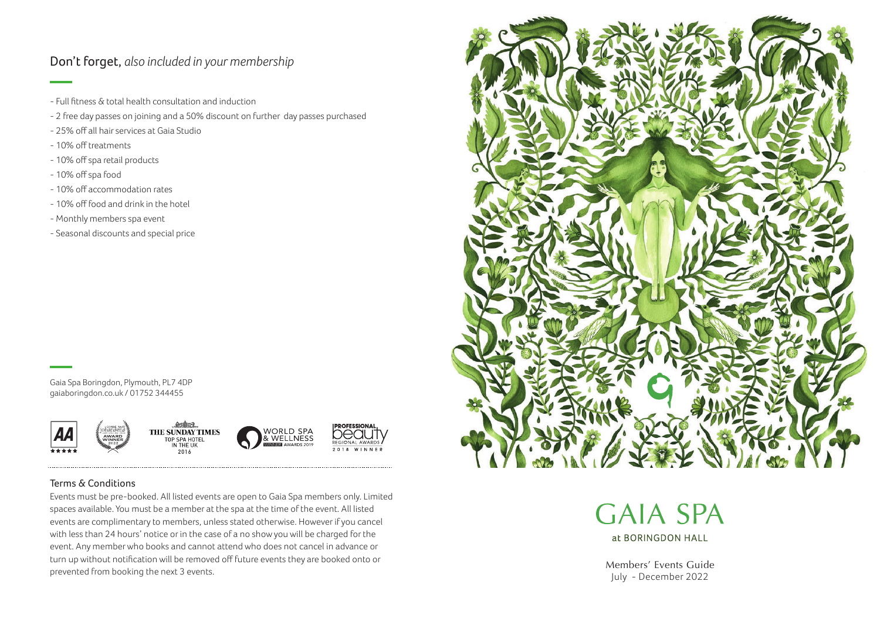## Don't forget, *also included in your membership*

- Full fitness & total health consultation and induction
- 2 free day passes on joining and a 50% discount on further day passes purchased
- 25% off all hair services at Gaia Studio
- 10% off treatments
- 10% off spa retail products
- 10% off spa food
- 10% off accommodation rates
- 10% off food and drink in the hotel
- Monthly members spa event
- Seasonal discounts and special price

Gaia Spa Boringdon, Plymouth, PL7 4DP
gaiaboringdon.co.uk / 01752 344455

AA ★★★★★ | Condé Nast Johansens Award Winner 2020 | The Sunday Times Top Spa Hotel in the UK 2016 | World Spa & Wellness Winner Awards 2019 | Professional Beauty Regional Awards 2018 Winner

### Terms & Conditions

Events must be pre-booked. All listed events are open to Gaia Spa members only. Limited spaces available. You must be a member at the spa at the time of the event. All listed events are complimentary to members, unless stated otherwise. However if you cancel with less than 24 hours' notice or in the case of a no show you will be charged for the event. Any member who books and cannot attend who does not cancel in advance or turn up without notification will be removed off future events they are booked onto or prevented from booking the next 3 events.

# GAIA SPA

at BORINGDON HALL

Members' Events Guide
July - December 2022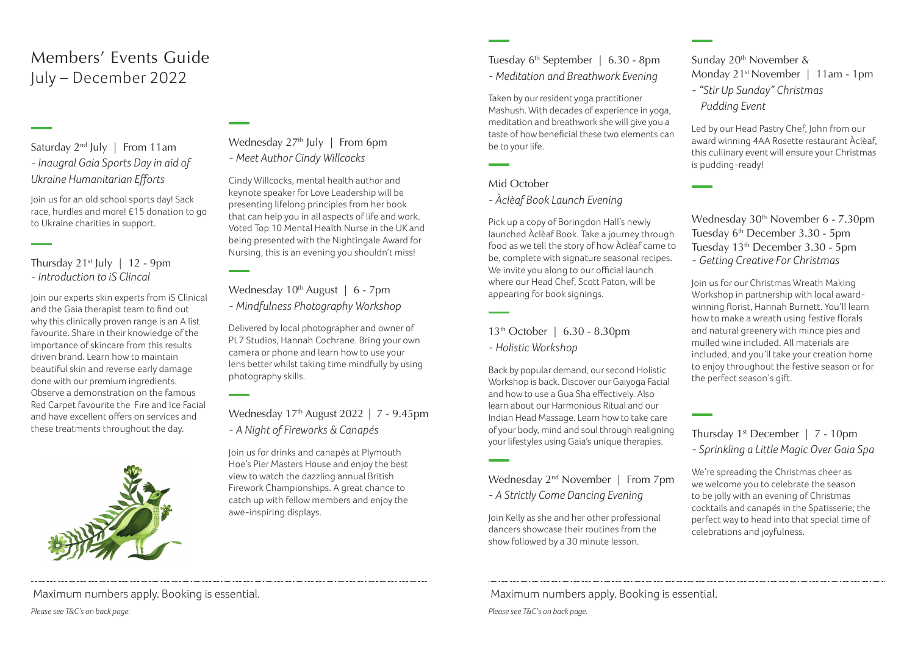# Members' Events Guide
## July – December 2022

### Saturday 2nd July | From 11am
*- Inaugral Gaia Sports Day in aid of Ukraine Humanitarian Efforts*

Join us for an old school sports day! Sack race, hurdles and more! £15 donation to go to Ukraine charities in support.

### Thursday 21st July | 12 - 9pm
*- Introduction to iS Clincal*

Join our experts skin experts from iS Clinical and the Gaia therapist team to find out why this clinically proven range is an A list favourite. Share in their knowledge of the importance of skincare from this results driven brand. Learn how to maintain beautiful skin and reverse early damage done with our premium ingredients. Observe a demonstration on the famous Red Carpet favourite the Fire and Ice Facial and have excellent offers on services and these treatments throughout the day.

### Wednesday 27th July | From 6pm
*- Meet Author Cindy Willcocks*

Cindy Willcocks, mental health author and keynote speaker for Love Leadership will be presenting lifelong principles from her book that can help you in all aspects of life and work. Voted Top 10 Mental Health Nurse in the UK and being presented with the Nightingale Award for Nursing, this is an evening you shouldn't miss!

### Wednesday 10th August | 6 - 7pm
*- Mindfulness Photography Workshop*

Delivered by local photographer and owner of PL7 Studios, Hannah Cochrane. Bring your own camera or phone and learn how to use your lens better whilst taking time mindfully by using photography skills.

### Wednesday 17th August 2022 | 7 - 9.45pm
*- A Night of Fireworks & Canapés*

Join us for drinks and canapés at Plymouth Hoe's Pier Masters House and enjoy the best view to watch the dazzling annual British Firework Championships. A great chance to catch up with fellow members and enjoy the awe-inspiring displays.

Maximum numbers apply. Booking is essential.

*Please see T&C's on back page.*

### Tuesday 6th September | 6.30 - 8pm
*- Meditation and Breathwork Evening*

Taken by our resident yoga practitioner Mashush. With decades of experience in yoga, meditation and breathwork she will give you a taste of how beneficial these two elements can be to your life.

### Mid October
*- Àclèaf Book Launch Evening*

Pick up a copy of Boringdon Hall's newly launched Àclèaf Book. Take a journey through food as we tell the story of how Àclèaf came to be, complete with signature seasonal recipes. We invite you along to our official launch where our Head Chef, Scott Paton, will be appearing for book signings.

### 13th October | 6.30 - 8.30pm
*- Holistic Workshop*

Back by popular demand, our second Holistic Workshop is back. Discover our Gaiyoga Facial and how to use a Gua Sha effectively. Also learn about our Harmonious Ritual and our Indian Head Massage. Learn how to take care of your body, mind and soul through realigning your lifestyles using Gaia's unique therapies.

### Wednesday 2nd November | From 7pm
*- A Strictly Come Dancing Evening*

Join Kelly as she and her other professional dancers showcase their routines from the show followed by a 30 minute lesson.

### Sunday 20th November & Monday 21st November | 11am - 1pm
*- "Stir Up Sunday" Christmas Pudding Event*

Led by our Head Pastry Chef, John from our award winning 4AA Rosette restaurant Àclèaf, this cullinary event will ensure your Christmas is pudding-ready!

### Wednesday 30th November 6 - 7.30pm
### Tuesday 6th December 3.30 - 5pm
### Tuesday 13th December 3.30 - 5pm
*- Getting Creative For Christmas*

Join us for our Christmas Wreath Making Workshop in partnership with local award-winning florist, Hannah Burnett. You'll learn how to make a wreath using festive florals and natural greenery with mince pies and mulled wine included. All materials are included, and you'll take your creation home to enjoy throughout the festive season or for the perfect season's gift.

### Thursday 1st December | 7 - 10pm
*- Sprinkling a Little Magic Over Gaia Spa*

We're spreading the Christmas cheer as we welcome you to celebrate the season to be jolly with an evening of Christmas cocktails and canapés in the Spatisserie; the perfect way to head into that special time of celebrations and joyfulness.

Maximum numbers apply. Booking is essential.

*Please see T&C's on back page.*